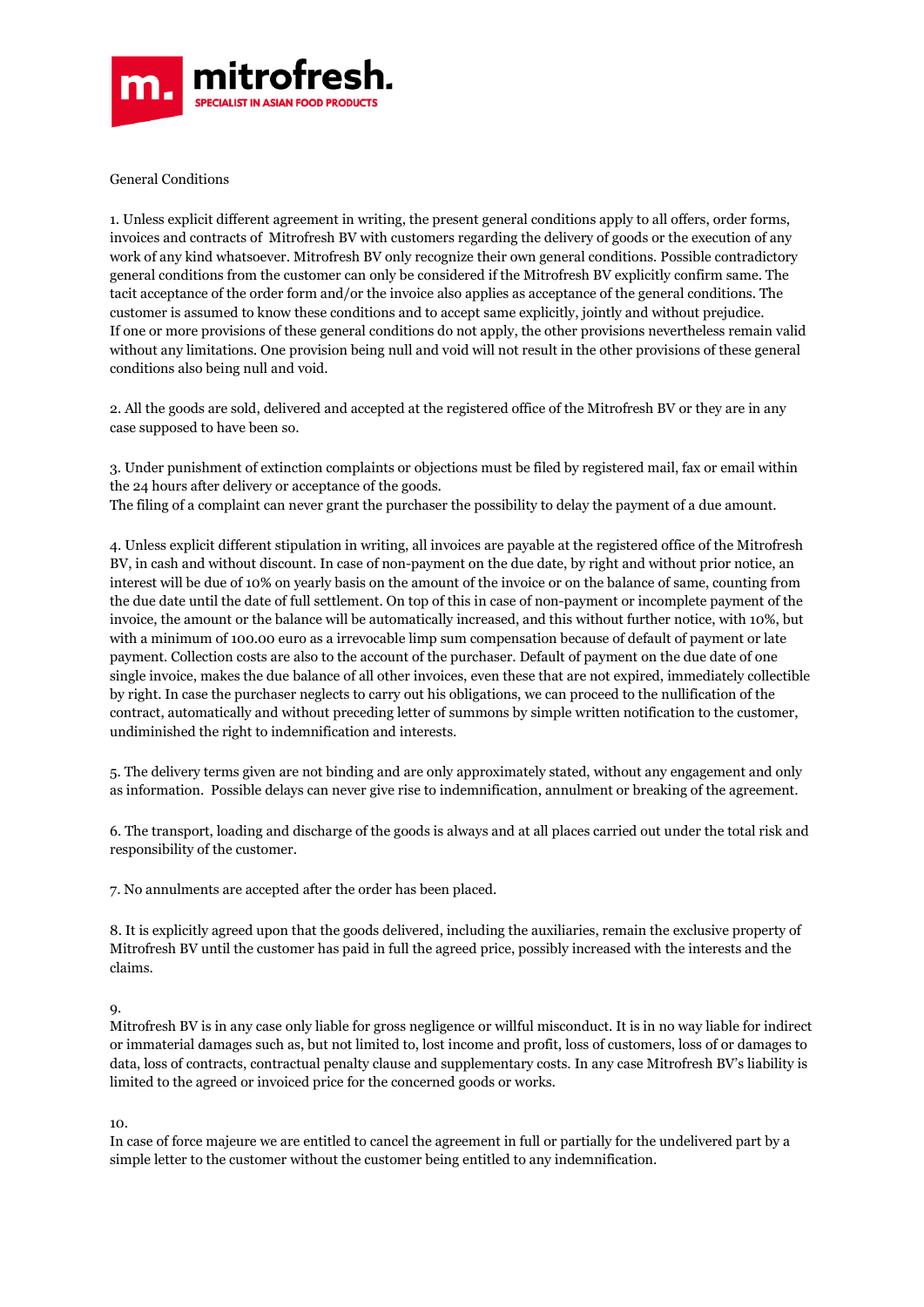mitrofresh.

SPECIALIST IN ASIAN FOOD PRODUCTS

General Conditions

1. Unless explicit different agreement in writing, the present general conditions apply to all offers, order forms, invoices and contracts of Mitrofresh BV with customers regarding the delivery of goods or the execution of any work of any kind whatsoever. Mitrofresh BV only recognize their own general conditions. Possible contradictory general conditions from the customer can only be considered if the Mitrofresh BV explicitly confirm same. The tacit acceptance of the order form and/or the invoice also applies as acceptance of the general conditions. The customer is assumed to know these conditions and to accept same explicitly, jointly and without prejudice.
If one or more provisions of these general conditions do not apply, the other provisions nevertheless remain valid without any limitations. One provision being null and void will not result in the other provisions of these general conditions also being null and void.

2. All the goods are sold, delivered and accepted at the registered office of the Mitrofresh BV or they are in any case supposed to have been so.

3. Under punishment of extinction complaints or objections must be filed by registered mail, fax or email within the 24 hours after delivery or acceptance of the goods.
The filing of a complaint can never grant the purchaser the possibility to delay the payment of a due amount.

4. Unless explicit different stipulation in writing, all invoices are payable at the registered office of the Mitrofresh BV, in cash and without discount. In case of non-payment on the due date, by right and without prior notice, an interest will be due of 10% on yearly basis on the amount of the invoice or on the balance of same, counting from the due date until the date of full settlement. On top of this in case of non-payment or incomplete payment of the invoice, the amount or the balance will be automatically increased, and this without further notice, with 10%, but with a minimum of 100.00 euro as a irrevocable limp sum compensation because of default of payment or late payment. Collection costs are also to the account of the purchaser. Default of payment on the due date of one single invoice, makes the due balance of all other invoices, even these that are not expired, immediately collectible by right. In case the purchaser neglects to carry out his obligations, we can proceed to the nullification of the contract, automatically and without preceding letter of summons by simple written notification to the customer, undiminished the right to indemnification and interests.

5. The delivery terms given are not binding and are only approximately stated, without any engagement and only as information. Possible delays can never give rise to indemnification, annulment or breaking of the agreement.

6. The transport, loading and discharge of the goods is always and at all places carried out under the total risk and responsibility of the customer.

7. No annulments are accepted after the order has been placed.

8. It is explicitly agreed upon that the goods delivered, including the auxiliaries, remain the exclusive property of Mitrofresh BV until the customer has paid in full the agreed price, possibly increased with the interests and the claims.

9.
Mitrofresh BV is in any case only liable for gross negligence or willful misconduct. It is in no way liable for indirect or immaterial damages such as, but not limited to, lost income and profit, loss of customers, loss of or damages to data, loss of contracts, contractual penalty clause and supplementary costs. In any case Mitrofresh BV's liability is limited to the agreed or invoiced price for the concerned goods or works.

10.
In case of force majeure we are entitled to cancel the agreement in full or partially for the undelivered part by a simple letter to the customer without the customer being entitled to any indemnification.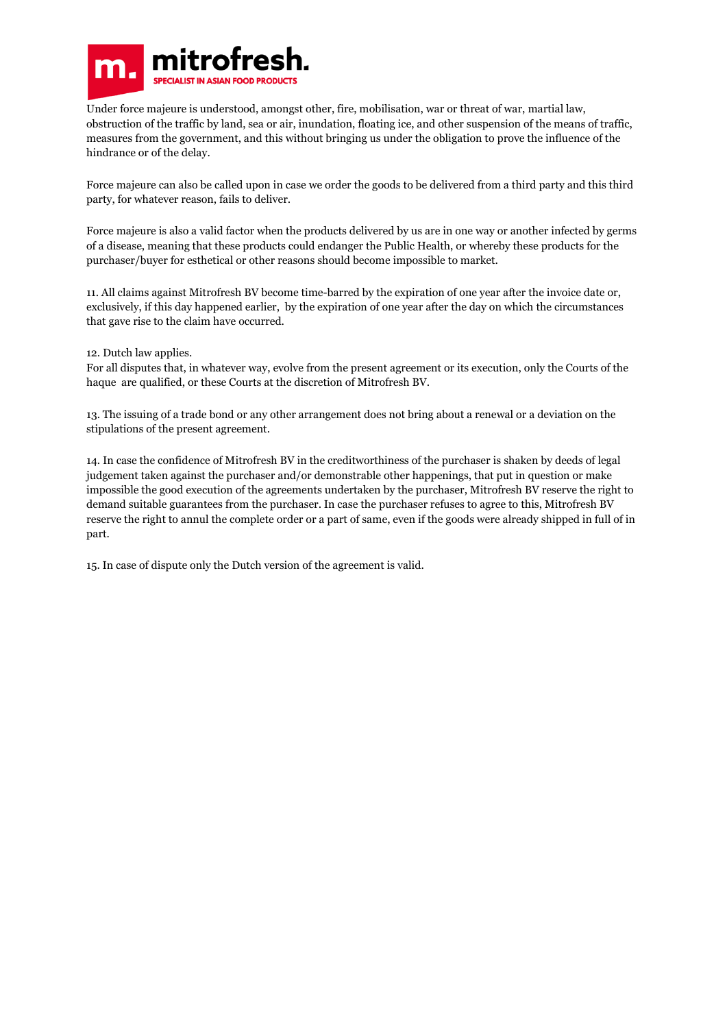Under force majeure is understood, amongst other, fire, mobilisation, war or threat of war, martial law, obstruction of the traffic by land, sea or air, inundation, floating ice, and other suspension of the means of traffic, measures from the government, and this without bringing us under the obligation to prove the influence of the hindrance or of the delay.

Force majeure can also be called upon in case we order the goods to be delivered from a third party and this third party, for whatever reason, fails to deliver.

Force majeure is also a valid factor when the products delivered by us are in one way or another infected by germs of a disease, meaning that these products could endanger the Public Health, or whereby these products for the purchaser/buyer for esthetical or other reasons should become impossible to market.

11. All claims against Mitrofresh BV become time-barred by the expiration of one year after the invoice date or, exclusively, if this day happened earlier, by the expiration of one year after the day on which the circumstances that gave rise to the claim have occurred.

12. Dutch law applies.
For all disputes that, in whatever way, evolve from the present agreement or its execution, only the Courts of the haque are qualified, or these Courts at the discretion of Mitrofresh BV.

13. The issuing of a trade bond or any other arrangement does not bring about a renewal or a deviation on the stipulations of the present agreement.

14. In case the confidence of Mitrofresh BV in the creditworthiness of the purchaser is shaken by deeds of legal judgement taken against the purchaser and/or demonstrable other happenings, that put in question or make impossible the good execution of the agreements undertaken by the purchaser, Mitrofresh BV reserve the right to demand suitable guarantees from the purchaser. In case the purchaser refuses to agree to this, Mitrofresh BV reserve the right to annul the complete order or a part of same, even if the goods were already shipped in full of in part.

15. In case of dispute only the Dutch version of the agreement is valid.